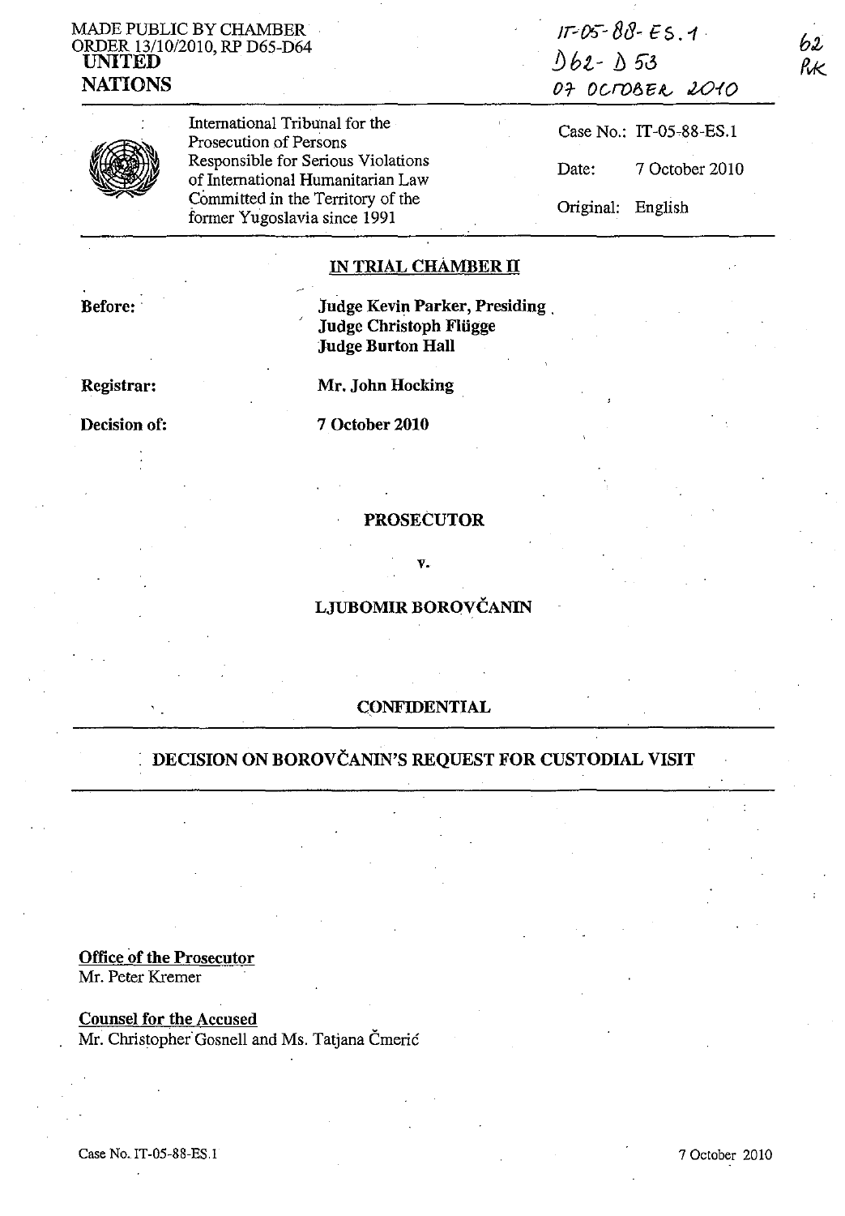MADE PUBLIC BY CHAMBER ORDER 13/10/2010, RP D65-D64

IT-05-88-ES.1
D62 - D53
07 OCTOBER 2010

62
RK

**UNITED NATIONS**

International Tribunal for the Prosecution of Persons Responsible for Serious Violations of International Humanitarian Law Committed in the Territory of the former Yugoslavia since 1991

Case No.: IT-05-88-ES.1

Date: 7 October 2010

Original: English

**IN TRIAL CHAMBER II**

**Before:** **Judge Kevin Parker, Presiding**
**Judge Christoph Flügge**
**Judge Burton Hall**

**Registrar:** **Mr. John Hocking**

**Decision of:** **7 October 2010**

**PROSECUTOR**

**v.**

**LJUBOMIR BOROVČANIN**

**CONFIDENTIAL**

**DECISION ON BOROVČANIN'S REQUEST FOR CUSTODIAL VISIT**

**Office of the Prosecutor**
Mr. Peter Kremer

**Counsel for the Accused**
Mr. Christopher Gosnell and Ms. Tatjana Čmerić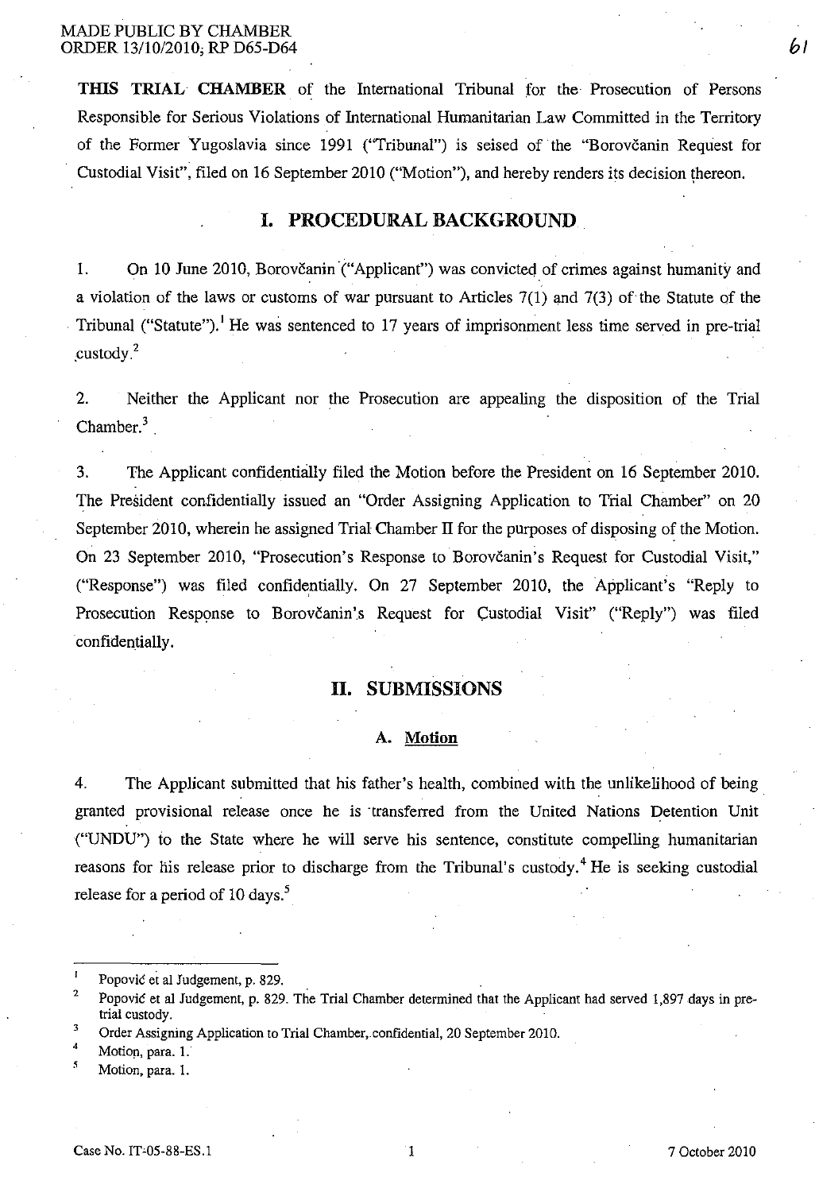**THIS TRIAL CHAMBER** of the International Tribunal for the Prosecution of Persons Responsible for Serious Violations of International Humanitarian Law Committed in the Territory of the Former Yugoslavia since 1991 ("Tribunal") is seised of the "Borovčanin Request for Custodial Visit", filed on 16 September 2010 ("Motion"), and hereby renders its decision thereon.

## I. PROCEDURAL BACKGROUND

1. On 10 June 2010, Borovčanin ("Applicant") was convicted of crimes against humanity and a violation of the laws or customs of war pursuant to Articles 7(1) and 7(3) of the Statute of the Tribunal ("Statute").[1] He was sentenced to 17 years of imprisonment less time served in pre-trial custody.[2]

2. Neither the Applicant nor the Prosecution are appealing the disposition of the Trial Chamber.[3]

3. The Applicant confidentially filed the Motion before the President on 16 September 2010. The President confidentially issued an "Order Assigning Application to Trial Chamber" on 20 September 2010, wherein he assigned Trial Chamber II for the purposes of disposing of the Motion. On 23 September 2010, "Prosecution's Response to Borovčanin's Request for Custodial Visit," ("Response") was filed confidentially. On 27 September 2010, the Applicant's "Reply to Prosecution Response to Borovčanin's Request for Custodial Visit" ("Reply") was filed confidentially.

## II. SUBMISSIONS

### A. Motion

4. The Applicant submitted that his father's health, combined with the unlikelihood of being granted provisional release once he is transferred from the United Nations Detention Unit ("UNDU") to the State where he will serve his sentence, constitute compelling humanitarian reasons for his release prior to discharge from the Tribunal's custody.[4] He is seeking custodial release for a period of 10 days.[5]

---

[1] Popović et al Judgement, p. 829.

[2] Popović et al Judgement, p. 829. The Trial Chamber determined that the Applicant had served 1,897 days in pre-trial custody.

[3] Order Assigning Application to Trial Chamber, confidential, 20 September 2010.

[4] Motion, para. 1.

[5] Motion, para. 1.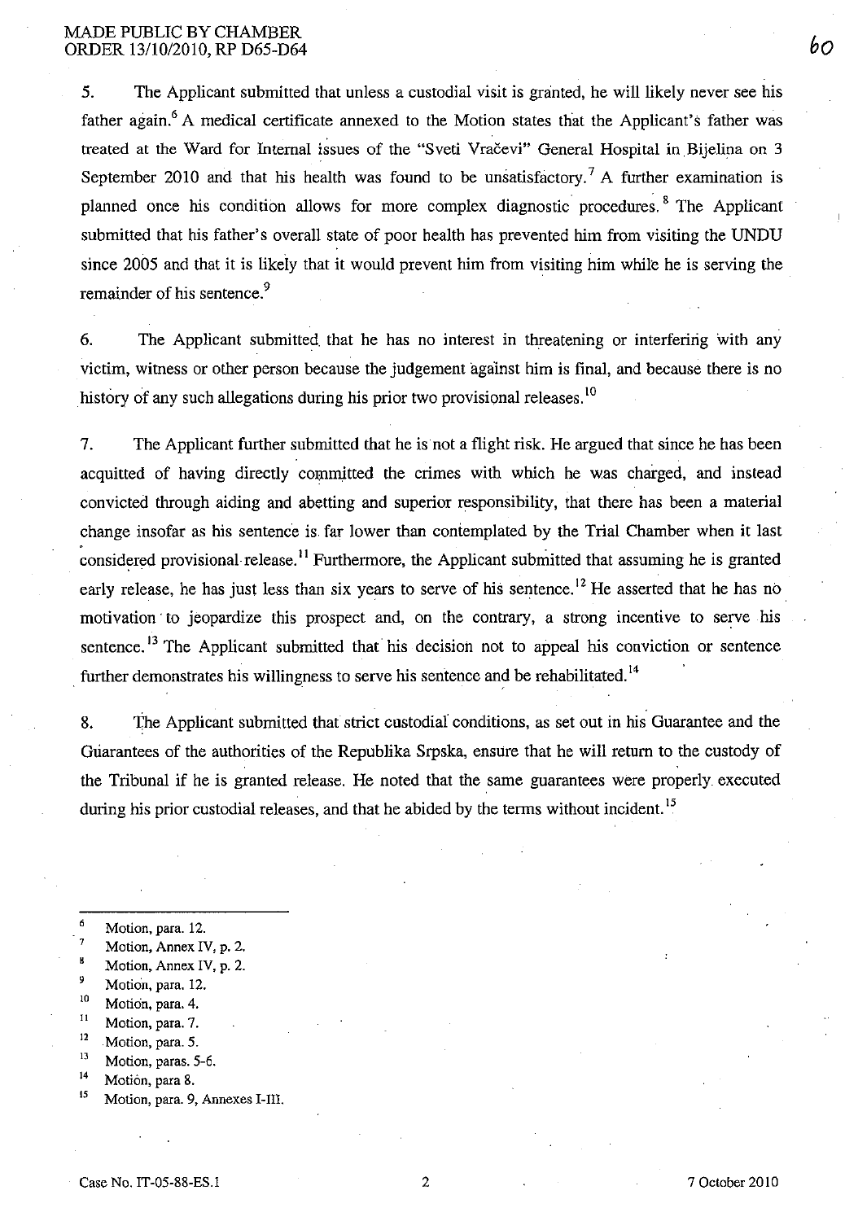5. The Applicant submitted that unless a custodial visit is granted, he will likely never see his father again.[6] A medical certificate annexed to the Motion states that the Applicant's father was treated at the Ward for Internal issues of the "Sveti Vračevi" General Hospital in Bijelina on 3 September 2010 and that his health was found to be unsatisfactory.[7] A further examination is planned once his condition allows for more complex diagnostic procedures.[8] The Applicant submitted that his father's overall state of poor health has prevented him from visiting the UNDU since 2005 and that it is likely that it would prevent him from visiting him while he is serving the remainder of his sentence.[9]

6. The Applicant submitted that he has no interest in threatening or interfering with any victim, witness or other person because the judgement against him is final, and because there is no history of any such allegations during his prior two provisional releases.[10]

7. The Applicant further submitted that he is not a flight risk. He argued that since he has been acquitted of having directly committed the crimes with which he was charged, and instead convicted through aiding and abetting and superior responsibility, that there has been a material change insofar as his sentence is far lower than contemplated by the Trial Chamber when it last considered provisional release.[11] Furthermore, the Applicant submitted that assuming he is granted early release, he has just less than six years to serve of his sentence.[12] He asserted that he has no motivation to jeopardize this prospect and, on the contrary, a strong incentive to serve his sentence.[13] The Applicant submitted that his decision not to appeal his conviction or sentence further demonstrates his willingness to serve his sentence and be rehabilitated.[14]

8. The Applicant submitted that strict custodial conditions, as set out in his Guarantee and the Guarantees of the authorities of the Republika Srpska, ensure that he will return to the custody of the Tribunal if he is granted release. He noted that the same guarantees were properly executed during his prior custodial releases, and that he abided by the terms without incident.[15]

---

[6] Motion, para. 12.

[7] Motion, Annex IV, p. 2.

[8] Motion, Annex IV, p. 2.

[9] Motion, para. 12.

[10] Motion, para. 4.

[11] Motion, para. 7.

[12] Motion, para. 5.

[13] Motion, paras. 5-6.

[14] Motion, para 8.

[15] Motion, para. 9, Annexes I-III.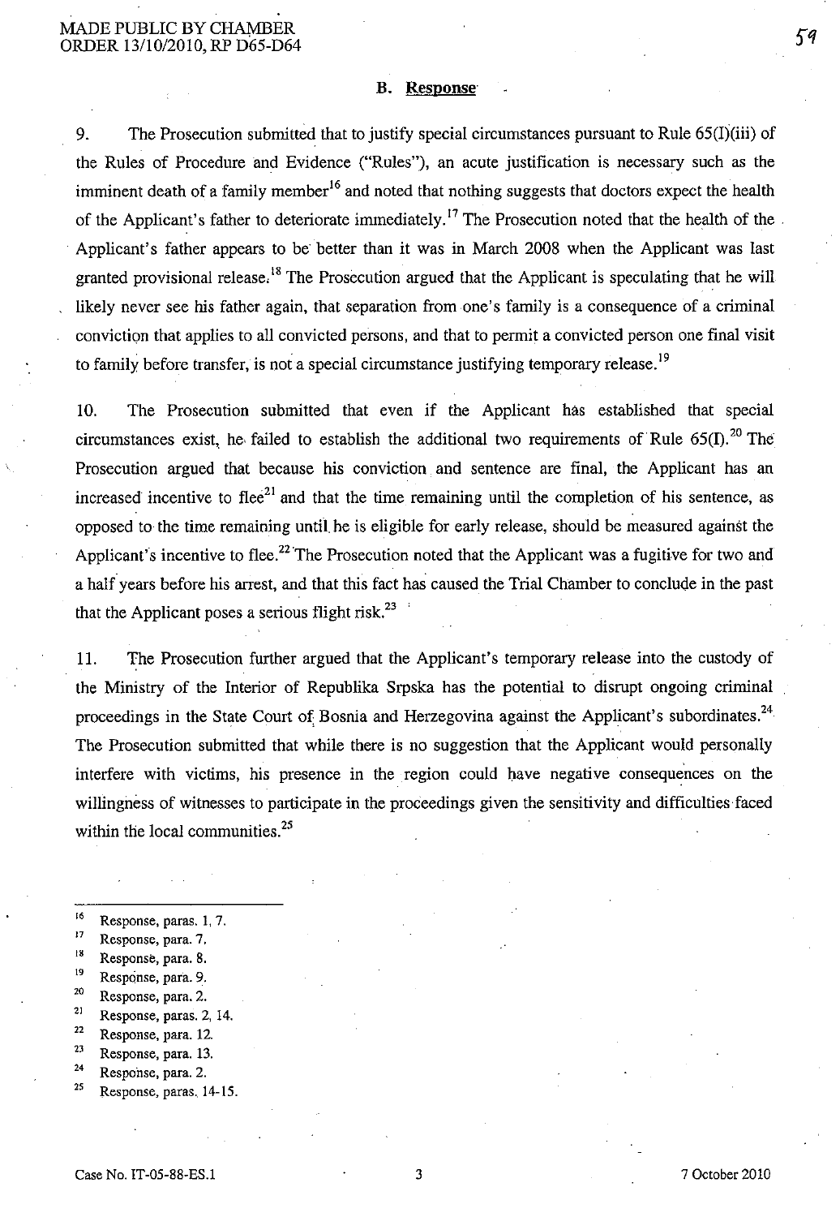### B. Response

9. The Prosecution submitted that to justify special circumstances pursuant to Rule 65(I)(iii) of the Rules of Procedure and Evidence ("Rules"), an acute justification is necessary such as the imminent death of a family member[16] and noted that nothing suggests that doctors expect the health of the Applicant's father to deteriorate immediately.[17] The Prosecution noted that the health of the Applicant's father appears to be better than it was in March 2008 when the Applicant was last granted provisional release.[18] The Prosecution argued that the Applicant is speculating that he will likely never see his father again, that separation from one's family is a consequence of a criminal conviction that applies to all convicted persons, and that to permit a convicted person one final visit to family before transfer, is not a special circumstance justifying temporary release.[19]

10. The Prosecution submitted that even if the Applicant has established that special circumstances exist, he failed to establish the additional two requirements of Rule 65(I).[20] The Prosecution argued that because his conviction and sentence are final, the Applicant has an increased incentive to flee[21] and that the time remaining until the completion of his sentence, as opposed to the time remaining until he is eligible for early release, should be measured against the Applicant's incentive to flee.[22] The Prosecution noted that the Applicant was a fugitive for two and a half years before his arrest, and that this fact has caused the Trial Chamber to conclude in the past that the Applicant poses a serious flight risk.[23]

11. The Prosecution further argued that the Applicant's temporary release into the custody of the Ministry of the Interior of Republika Srpska has the potential to disrupt ongoing criminal proceedings in the State Court of Bosnia and Herzegovina against the Applicant's subordinates.[24] The Prosecution submitted that while there is no suggestion that the Applicant would personally interfere with victims, his presence in the region could have negative consequences on the willingness of witnesses to participate in the proceedings given the sensitivity and difficulties faced within the local communities.[25]

---

[16] Response, paras. 1, 7.
[17] Response, para. 7.
[18] Response, para. 8.
[19] Response, para. 9.
[20] Response, para. 2.
[21] Response, paras. 2, 14.
[22] Response, para. 12.
[23] Response, para. 13.
[24] Response, para. 2.
[25] Response, paras. 14-15.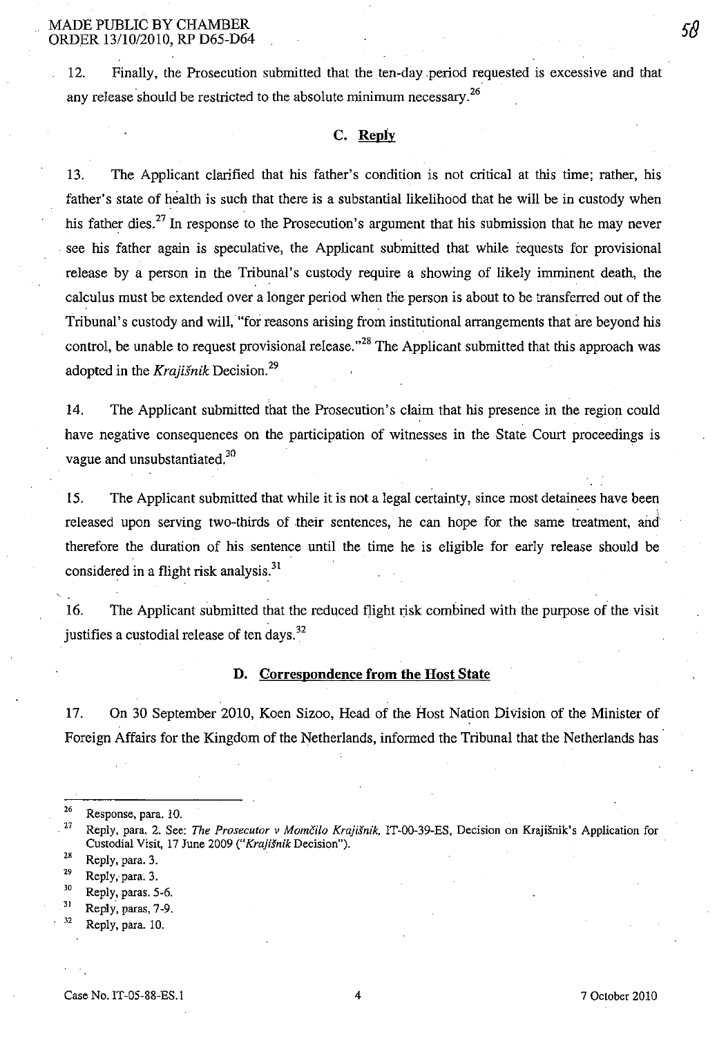12. Finally, the Prosecution submitted that the ten-day period requested is excessive and that any release should be restricted to the absolute minimum necessary.[26]

## C. Reply

13. The Applicant clarified that his father's condition is not critical at this time; rather, his father's state of health is such that there is a substantial likelihood that he will be in custody when his father dies.[27] In response to the Prosecution's argument that his submission that he may never see his father again is speculative, the Applicant submitted that while requests for provisional release by a person in the Tribunal's custody require a showing of likely imminent death, the calculus must be extended over a longer period when the person is about to be transferred out of the Tribunal's custody and will, "for reasons arising from institutional arrangements that are beyond his control, be unable to request provisional release."[28] The Applicant submitted that this approach was adopted in the *Krajišnik* Decision.[29]

14. The Applicant submitted that the Prosecution's claim that his presence in the region could have negative consequences on the participation of witnesses in the State Court proceedings is vague and unsubstantiated.[30]

15. The Applicant submitted that while it is not a legal certainty, since most detainees have been released upon serving two-thirds of their sentences, he can hope for the same treatment, and therefore the duration of his sentence until the time he is eligible for early release should be considered in a flight risk analysis.[31]

16. The Applicant submitted that the reduced flight risk combined with the purpose of the visit justifies a custodial release of ten days.[32]

## D. Correspondence from the Host State

17. On 30 September 2010, Koen Sizoo, Head of the Host Nation Division of the Minister of Foreign Affairs for the Kingdom of the Netherlands, informed the Tribunal that the Netherlands has

---

[26] Response, para. 10.

[27] Reply, para. 2. See: *The Prosecutor v Momčilo Krajišnik*, IT-00-39-ES, Decision on Krajišnik's Application for Custodial Visit, 17 June 2009 ("*Krajišnik* Decision").

[28] Reply, para. 3.

[29] Reply, para. 3.

[30] Reply, paras. 5-6.

[31] Reply, paras, 7-9.

[32] Reply, para. 10.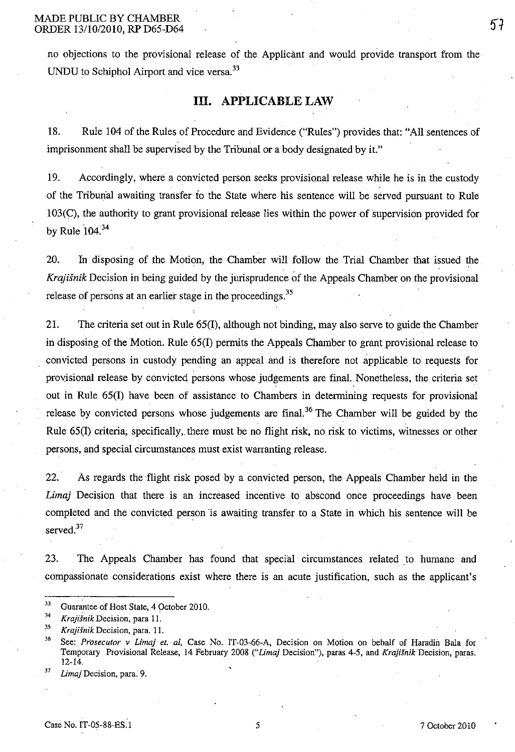no objections to the provisional release of the Applicant and would provide transport from the UNDU to Schiphol Airport and vice versa.[33]

## III. APPLICABLE LAW

18. Rule 104 of the Rules of Procedure and Evidence ("Rules") provides that: "All sentences of imprisonment shall be supervised by the Tribunal or a body designated by it."

19. Accordingly, where a convicted person seeks provisional release while he is in the custody of the Tribunal awaiting transfer to the State where his sentence will be served pursuant to Rule 103(C), the authority to grant provisional release lies within the power of supervision provided for by Rule 104.[34]

20. In disposing of the Motion, the Chamber will follow the Trial Chamber that issued the *Krajišnik* Decision in being guided by the jurisprudence of the Appeals Chamber on the provisional release of persons at an earlier stage in the proceedings.[35]

21. The criteria set out in Rule 65(I), although not binding, may also serve to guide the Chamber in disposing of the Motion. Rule 65(I) permits the Appeals Chamber to grant provisional release to convicted persons in custody pending an appeal and is therefore not applicable to requests for provisional release by convicted persons whose judgements are final. Nonetheless, the criteria set out in Rule 65(I) have been of assistance to Chambers in determining requests for provisional release by convicted persons whose judgements are final.[36] The Chamber will be guided by the Rule 65(I) criteria, specifically, there must be no flight risk, no risk to victims, witnesses or other persons, and special circumstances must exist warranting release.

22. As regards the flight risk posed by a convicted person, the Appeals Chamber held in the *Limaj* Decision that there is an increased incentive to abscond once proceedings have been completed and the convicted person is awaiting transfer to a State in which his sentence will be served.[37]

23. The Appeals Chamber has found that special circumstances related to humane and compassionate considerations exist where there is an acute justification, such as the applicant's

---

[33] Guarantee of Host State, 4 October 2010.

[34] *Krajišnik* Decision, para 11.

[35] *Krajišnik* Decision, para. 11.

[36] See: *Prosecutor v Limaj et. al*, Case No. IT-03-66-A, Decision on Motion on behalf of Haradin Bala for Temporary Provisional Release, 14 February 2008 ("*Limaj* Decision"), paras 4-5, and *Krajišnik* Decision, paras. 12-14.

[37] *Limaj* Decision, para. 9.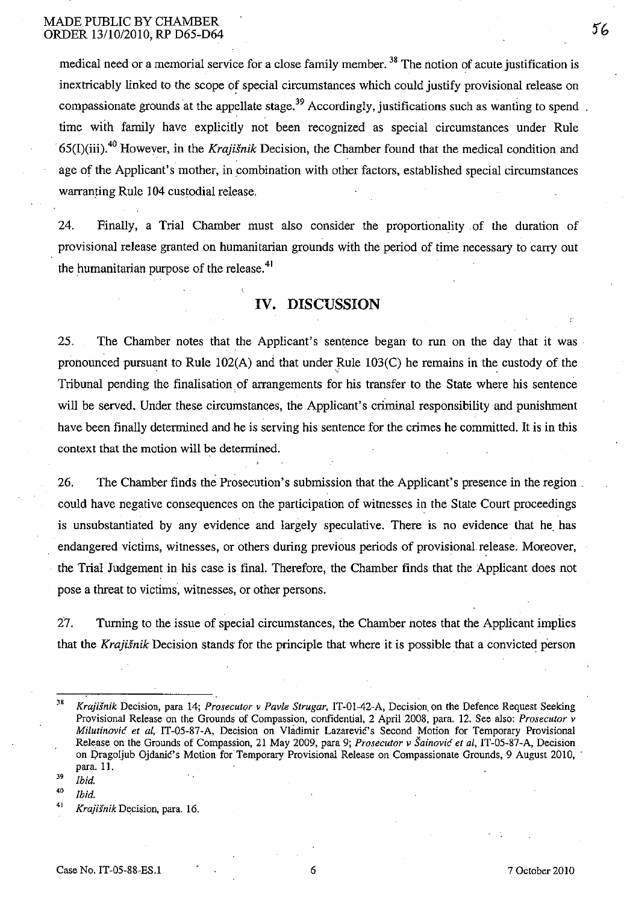medical need or a memorial service for a close family member.[38] The notion of acute justification is inextricably linked to the scope of special circumstances which could justify provisional release on compassionate grounds at the appellate stage.[39] Accordingly, justifications such as wanting to spend time with family have explicitly not been recognized as special circumstances under Rule 65(I)(iii).[40] However, in the *Krajišnik* Decision, the Chamber found that the medical condition and age of the Applicant's mother, in combination with other factors, established special circumstances warranting Rule 104 custodial release.

24. Finally, a Trial Chamber must also consider the proportionality of the duration of provisional release granted on humanitarian grounds with the period of time necessary to carry out the humanitarian purpose of the release.[41]

## IV. DISCUSSION

25. The Chamber notes that the Applicant's sentence began to run on the day that it was pronounced pursuant to Rule 102(A) and that under Rule 103(C) he remains in the custody of the Tribunal pending the finalisation of arrangements for his transfer to the State where his sentence will be served. Under these circumstances, the Applicant's criminal responsibility and punishment have been finally determined and he is serving his sentence for the crimes he committed. It is in this context that the motion will be determined.

26. The Chamber finds the Prosecution's submission that the Applicant's presence in the region could have negative consequences on the participation of witnesses in the State Court proceedings is unsubstantiated by any evidence and largely speculative. There no evidence that he has endangered victims, witnesses, or others during previous periods of provisional release. Moreover, the Trial Judgement in his case is final. Therefore, the Chamber finds that the Applicant does not pose a threat to victims, witnesses, or other persons.

27. Turning to the issue of special circumstances, the Chamber notes that the Applicant implies that the *Krajišnik* Decision stands for the principle that where it is possible that a convicted person

---

[38] *Krajišnik* Decision, para 14; *Prosecutor v Pavle Strugar*, IT-01-42-A, Decision on the Defence Request Seeking Provisional Release on the Grounds of Compassion, confidential, 2 April 2008, para. 12. See also: *Prosecutor v Milutinović et al*, IT-05-87-A, Decision on Vladimir Lazarević's Second Motion for Temporary Provisional Release on the Grounds of Compassion, 21 May 2009, para 9; *Prosecutor v Šainović et al*, IT-05-87-A, Decision on Dragoljub Ojdanić's Motion for Temporary Provisional Release on Compassionate Grounds, 9 August 2010, para. 11.

[39] *Ibid.*

[40] *Ibid.*

[41] *Krajišnik* Decision, para. 16.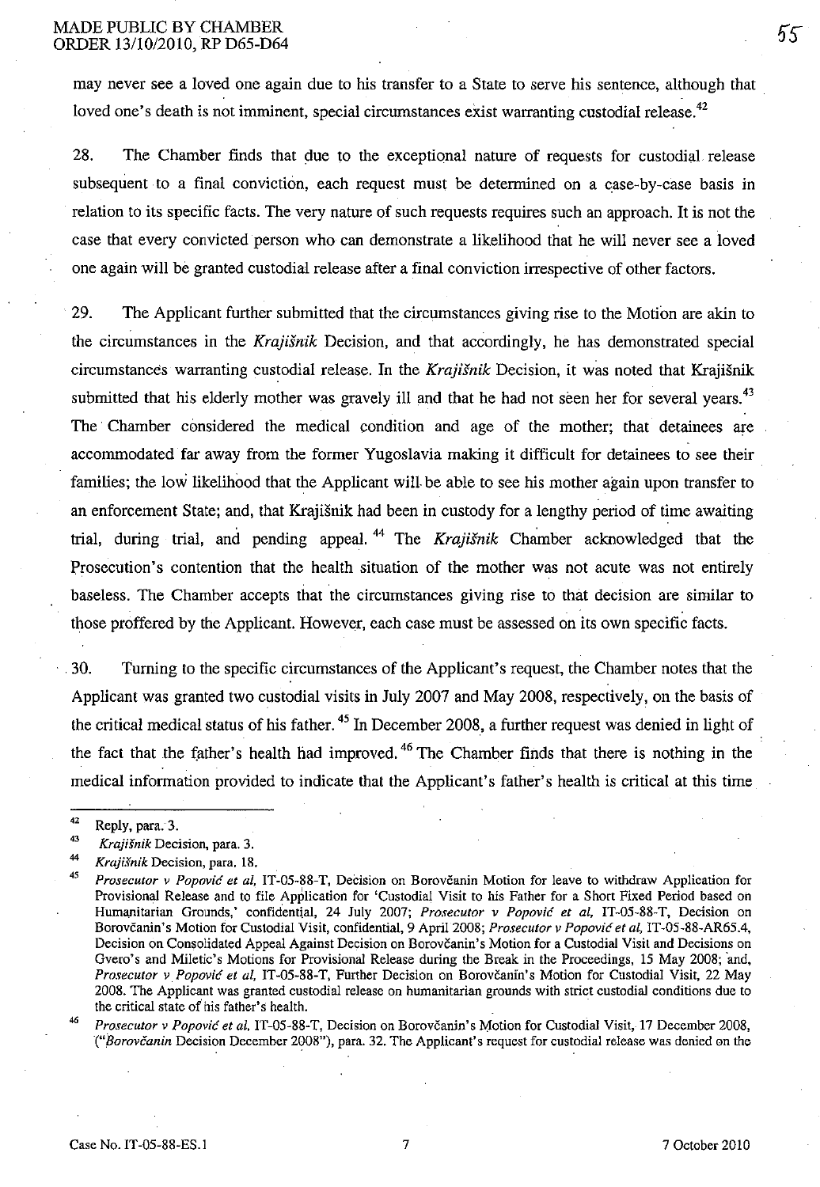may never see a loved one again due to his transfer to a State to serve his sentence, although that loved one's death is not imminent, special circumstances exist warranting custodial release.[42]

28. The Chamber finds that due to the exceptional nature of requests for custodial release subsequent to a final conviction, each request must be determined on a case-by-case basis in relation to its specific facts. The very nature of such requests requires such an approach. It is not the case that every convicted person who can demonstrate a likelihood that he will never see a loved one again will be granted custodial release after a final conviction irrespective of other factors.

29. The Applicant further submitted that the circumstances giving rise to the Motion are akin to the circumstances in the *Krajišnik* Decision, and that accordingly, he has demonstrated special circumstances warranting custodial release. In the *Krajišnik* Decision, it was noted that Krajišnik submitted that his elderly mother was gravely ill and that he had not seen her for several years.[43] The Chamber considered the medical condition and age of the mother; that detainees are accommodated far away from the former Yugoslavia making it difficult for detainees to see their families; the low likelihood that the Applicant will be able to see his mother again upon transfer to an enforcement State; and, that Krajišnik had been in custody for a lengthy period of time awaiting trial, during trial, and pending appeal.[44] The *Krajišnik* Chamber acknowledged that the Prosecution's contention that the health situation of the mother was not acute was not entirely baseless. The Chamber accepts that the circumstances giving rise to that decision are similar to those proffered by the Applicant. However, each case must be assessed on its own specific facts.

30. Turning to the specific circumstances of the Applicant's request, the Chamber notes that the Applicant was granted two custodial visits in July 2007 and May 2008, respectively, on the basis of the critical medical status of his father.[45] In December 2008, a further request was denied in light of the fact that the father's health had improved.[46] The Chamber finds that there is nothing in the medical information provided to indicate that the Applicant's father's health is critical at this time

---

[42] Reply, para. 3.

[43] *Krajišnik* Decision, para. 3.

[44] *Krajišnik* Decision, para. 18.

[45] *Prosecutor v Popović et al*, IT-05-88-T, Decision on Borovčanin Motion for leave to withdraw Application for Provisional Release and to file Application for 'Custodial Visit to his Father for a Short Fixed Period based on Humanitarian Grounds,' confidential, 24 July 2007; *Prosecutor v Popović et al*, IT-05-88-T, Decision on Borovčanin's Motion for Custodial Visit, confidential, 9 April 2008; *Prosecutor v Popović et al*, IT-05-88-AR65.4, Decision on Consolidated Appeal Against Decision on Borovčanin's Motion for a Custodial Visit and Decisions on Gvero's and Miletić's Motions for Provisional Release during the Break in the Proceedings, 15 May 2008; and, *Prosecutor v Popović et al*, IT-05-88-T, Further Decision on Borovčanin's Motion for Custodial Visit, 22 May 2008. The Applicant was granted custodial release on humanitarian grounds with strict custodial conditions due to the critical state of his father's health.

[46] *Prosecutor v Popović et al*, IT-05-88-T, Decision on Borovčanin's Motion for Custodial Visit, 17 December 2008, ("*Borovčanin* Decision December 2008"), para. 32. The Applicant's request for custodial release was denied on the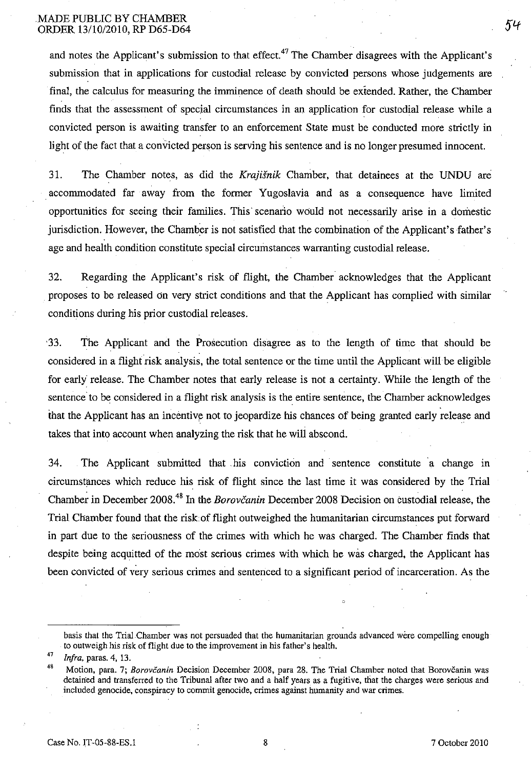and notes the Applicant's submission to that effect.[47] The Chamber disagrees with the Applicant's submission that in applications for custodial release by convicted persons whose judgements are final, the calculus for measuring the imminence of death should be extended. Rather, the Chamber finds that the assessment of special circumstances in an application for custodial release while a convicted person is awaiting transfer to an enforcement State must be conducted more strictly in light of the fact that a convicted person is serving his sentence and is no longer presumed innocent.

31. The Chamber notes, as did the *Krajišnik* Chamber, that detainees at the UNDU are accommodated far away from the former Yugoslavia and as a consequence have limited opportunities for seeing their families. This scenario would not necessarily arise in a domestic jurisdiction. However, the Chamber is not satisfied that the combination of the Applicant's father's age and health condition constitute special circumstances warranting custodial release.

32. Regarding the Applicant's risk of flight, the Chamber acknowledges that the Applicant proposes to be released on very strict conditions and that the Applicant has complied with similar conditions during his prior custodial releases.

33. The Applicant and the Prosecution disagree as to the length of time that should be considered in a flight risk analysis, the total sentence or the time until the Applicant will be eligible for early release. The Chamber notes that early release is not a certainty. While the length of the sentence to be considered in a flight risk analysis is the entire sentence, the Chamber acknowledges that the Applicant has an incentive not to jeopardize his chances of being granted early release and takes that into account when analyzing the risk that he will abscond.

34. The Applicant submitted that his conviction and sentence constitute a change in circumstances which reduce his risk of flight since the last time it was considered by the Trial Chamber in December 2008.[48] In the *Borovčanin* December 2008 Decision on custodial release, the Trial Chamber found that the risk of flight outweighed the humanitarian circumstances put forward in part due to the seriousness of the crimes with which he was charged. The Chamber finds that despite being acquitted of the most serious crimes with which he was charged, the Applicant has been convicted of very serious crimes and sentenced to a significant period of incarceration. As the

---

basis that the Trial Chamber was not persuaded that the humanitarian grounds advanced were compelling enough to outweigh his risk of flight due to the improvement in his father's health.

[47] *Infra*, paras. 4, 13.

[48] Motion, para. 7; *Borovčanin* Decision December 2008, para 28. The Trial Chamber noted that Borovčanin was detained and transferred to the Tribunal after two and a half years as a fugitive, that the charges were serious and included genocide, conspiracy to commit genocide, crimes against humanity and war crimes.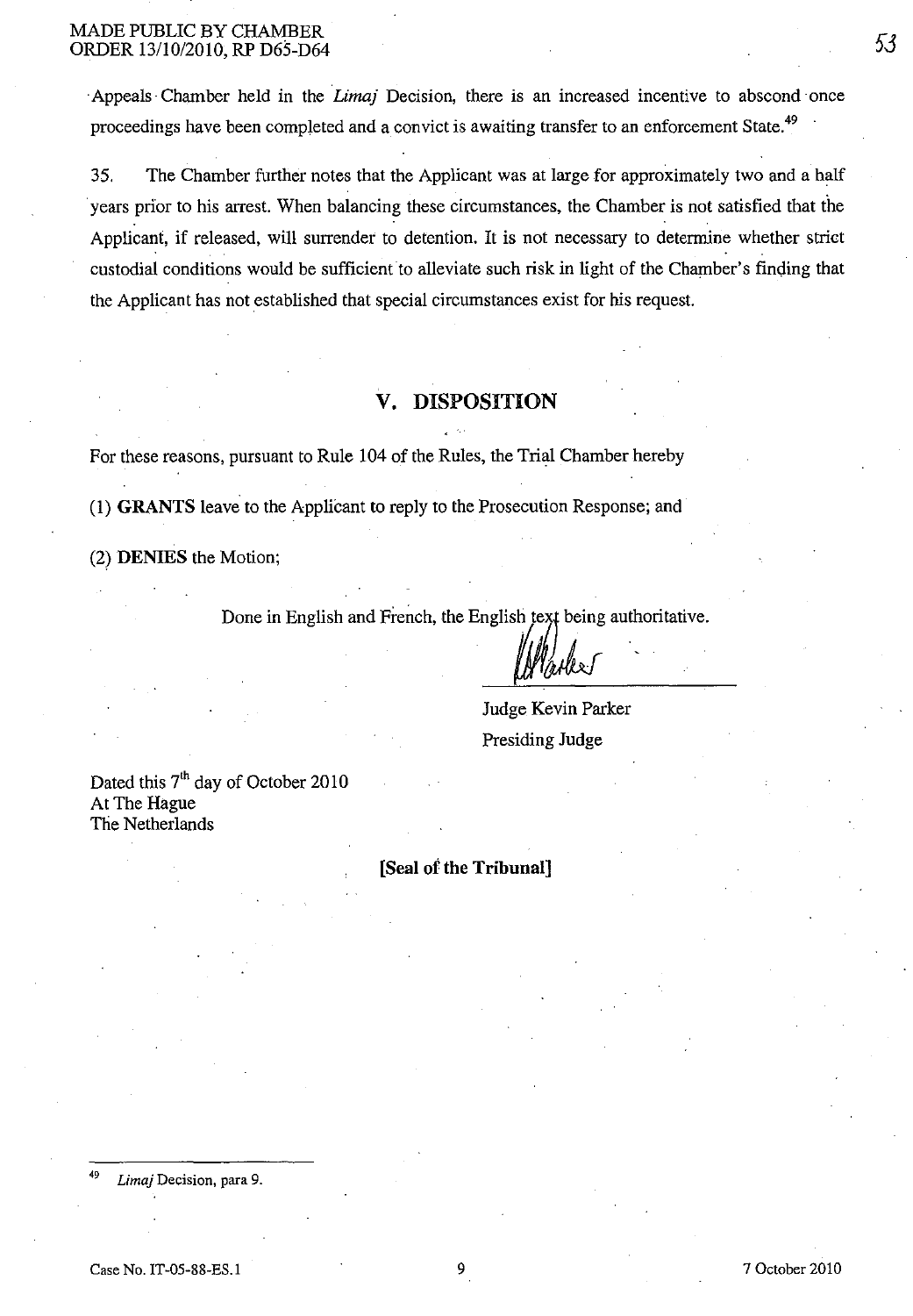Appeals Chamber held in the *Limaj* Decision, there is an increased incentive to abscond once proceedings have been completed and a convict is awaiting transfer to an enforcement State.[49]

35. The Chamber further notes that the Applicant was at large for approximately two and a half years prior to his arrest. When balancing these circumstances, the Chamber is not satisfied that the Applicant, if released, will surrender to detention. It is not necessary to determine whether strict custodial conditions would be sufficient to alleviate such risk in light of the Chamber's finding that the Applicant has not established that special circumstances exist for his request.

## V. DISPOSITION

For these reasons, pursuant to Rule 104 of the Rules, the Trial Chamber hereby

(1) **GRANTS** leave to the Applicant to reply to the Prosecution Response; and

(2) **DENIES** the Motion;

Done in English and French, the English text being authoritative.

Judge Kevin Parker
Presiding Judge

Dated this 7th day of October 2010
At The Hague
The Netherlands

**[Seal of the Tribunal]**

---

[49] *Limaj* Decision, para 9.